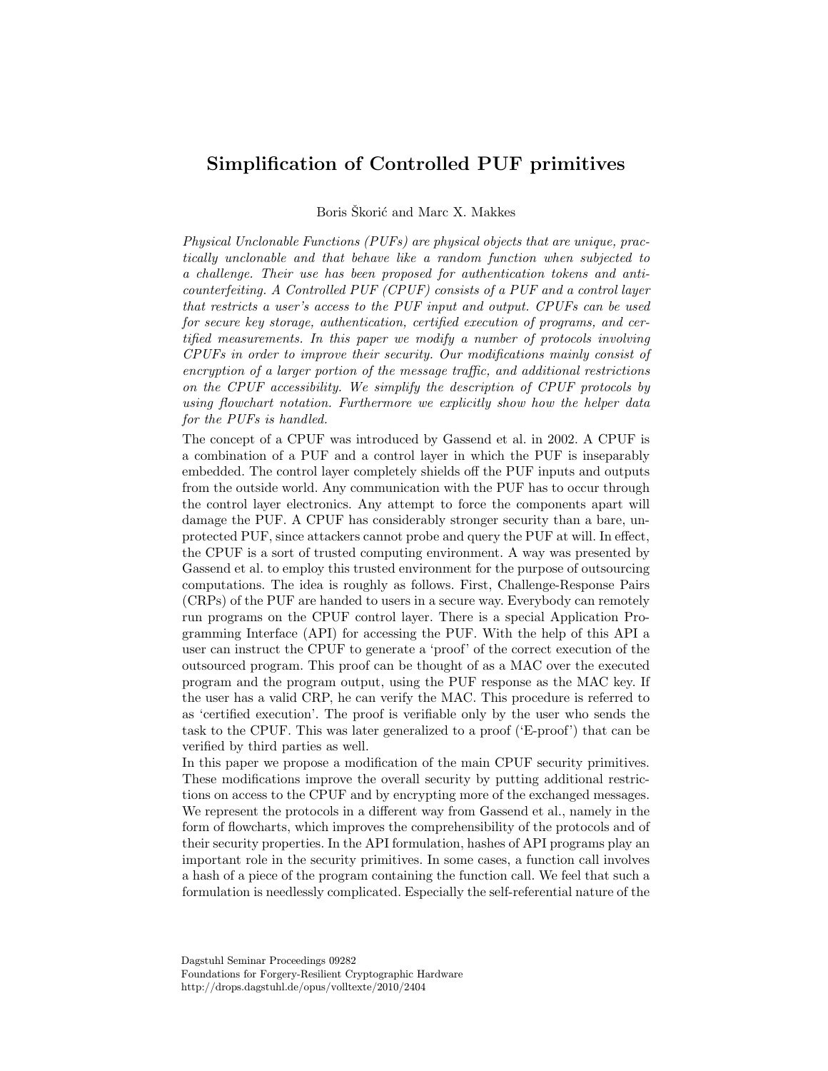# Simplification of Controlled PUF primitives

Boris Škorić and Marc X. Makkes

*Physical Unclonable Functions (PUFs) are physical objects that are unique, practically unclonable and that behave like a random function when subjected to a challenge. Their use has been proposed for authentication tokens and anti-counterfeiting. A Controlled PUF (CPUF) consists of a PUF and a control layer that restricts a user's access to the PUF input and output. CPUFs can be used for secure key storage, authentication, certified execution of programs, and certified measurements. In this paper we modify a number of protocols involving CPUFs in order to improve their security. Our modifications mainly consist of encryption of a larger portion of the message traffic, and additional restrictions on the CPUF accessibility. We simplify the description of CPUF protocols by using flowchart notation. Furthermore we explicitly show how the helper data for the PUFs is handled.*

The concept of a CPUF was introduced by Gassend et al. in 2002. A CPUF is a combination of a PUF and a control layer in which the PUF is inseparably embedded. The control layer completely shields off the PUF inputs and outputs from the outside world. Any communication with the PUF has to occur through the control layer electronics. Any attempt to force the components apart will damage the PUF. A CPUF has considerably stronger security than a bare, unprotected PUF, since attackers cannot probe and query the PUF at will. In effect, the CPUF is a sort of trusted computing environment. A way was presented by Gassend et al. to employ this trusted environment for the purpose of outsourcing computations. The idea is roughly as follows. First, Challenge-Response Pairs (CRPs) of the PUF are handed to users in a secure way. Everybody can remotely run programs on the CPUF control layer. There is a special Application Programming Interface (API) for accessing the PUF. With the help of this API a user can instruct the CPUF to generate a 'proof' of the correct execution of the outsourced program. This proof can be thought of as a MAC over the executed program and the program output, using the PUF response as the MAC key. If the user has a valid CRP, he can verify the MAC. This procedure is referred to as 'certified execution'. The proof is verifiable only by the user who sends the task to the CPUF. This was later generalized to a proof ('E-proof') that can be verified by third parties as well.

In this paper we propose a modification of the main CPUF security primitives. These modifications improve the overall security by putting additional restrictions on access to the CPUF and by encrypting more of the exchanged messages. We represent the protocols in a different way from Gassend et al., namely in the form of flowcharts, which improves the comprehensibility of the protocols and of their security properties. In the API formulation, hashes of API programs play an important role in the security primitives. In some cases, a function call involves a hash of a piece of the program containing the function call. We feel that such a formulation is needlessly complicated. Especially the self-referential nature of the

Dagstuhl Seminar Proceedings 09282
Foundations for Forgery-Resilient Cryptographic Hardware
http://drops.dagstuhl.de/opus/volltexte/2010/2404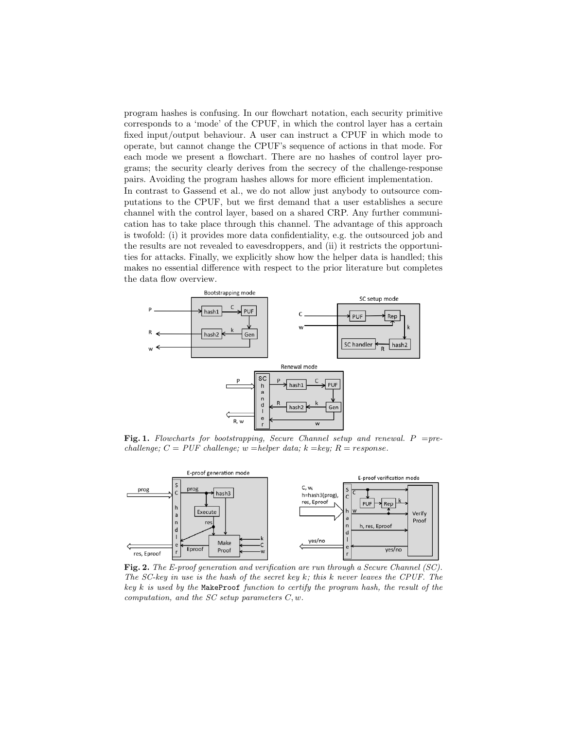program hashes is confusing. In our flowchart notation, each security primitive corresponds to a 'mode' of the CPUF, in which the control layer has a certain fixed input/output behaviour. A user can instruct a CPUF in which mode to operate, but cannot change the CPUF's sequence of actions in that mode. For each mode we present a flowchart. There are no hashes of control layer programs; the security clearly derives from the secrecy of the challenge-response pairs. Avoiding the program hashes allows for more efficient implementation.

In contrast to Gassend et al., we do not allow just anybody to outsource computations to the CPUF, but we first demand that a user establishes a secure channel with the control layer, based on a shared CRP. Any further communication has to take place through this channel. The advantage of this approach is twofold: (i) it provides more data confidentiality, e.g. the outsourced job and the results are not revealed to eavesdroppers, and (ii) it restricts the opportunities for attacks. Finally, we explicitly show how the helper data is handled; this makes no essential difference with respect to the prior literature but completes the data flow overview.

Bootstrapping mode

P, hash1, C, PUF, R, k, hash2, Gen, w

SC setup mode

C, w, PUF, Rep, k, SC handler, R, hash2

Renewal mode

P, SC handler, P, hash1, C, PUF, R, hash2, k, Gen, R, w, w

**Fig. 1.** *Flowcharts for bootstrapping, Secure Channel setup and renewal. $P$ =pre-challenge; $C$ = PUF challenge; $w$ =helper data; $k$ =key; $R$ = response.*

E-proof generation mode

prog, SC handler, prog, hash3, Execute, res, Make Proof, k, C, w, Eproof, res, Eproof

E-proof verification mode

C, w, h=hash3(prog), res, Eproof, SC handler, C, PUF, Rep, k, w, Verify Proof, h, res, Eproof, yes/no, yes/no

**Fig. 2.** *The E-proof generation and verification are run through a Secure Channel (SC). The SC-key in use is the hash of the secret key $k$; this $k$ never leaves the CPUF. The key $k$ is used by the* `MakeProof` *function to certify the program hash, the result of the computation, and the SC setup parameters $C, w$.*